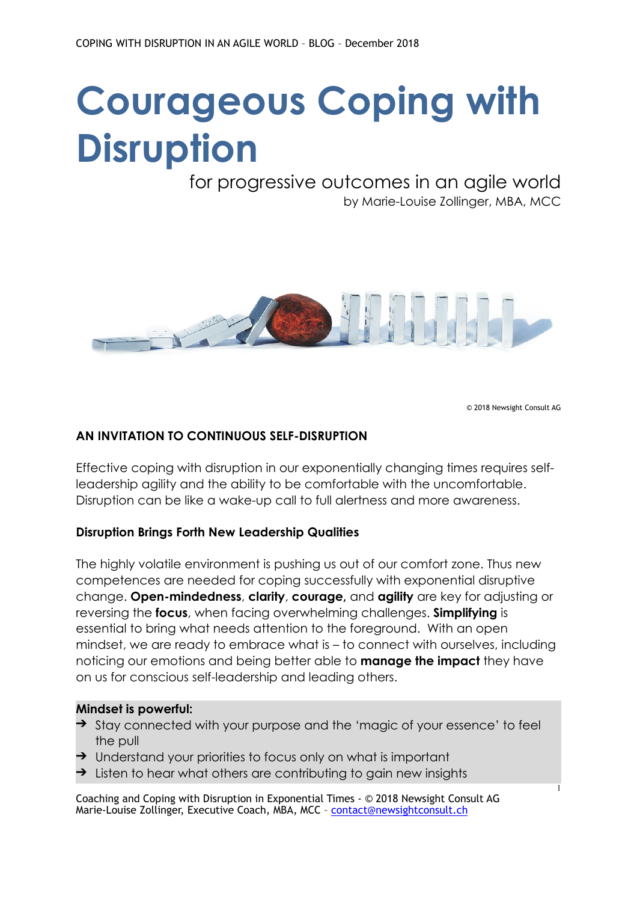# Courageous Coping with Disruption

for progressive outcomes in an agile world

by Marie-Louise Zollinger, MBA, MCC

© 2018 Newsight Consult AG

## AN INVITATION TO CONTINUOUS SELF-DISRUPTION

Effective coping with disruption in our exponentially changing times requires self-leadership agility and the ability to be comfortable with the uncomfortable. Disruption can be like a wake-up call to full alertness and more awareness.

### Disruption Brings Forth New Leadership Qualities

The highly volatile environment is pushing us out of our comfort zone. Thus new competences are needed for coping successfully with exponential disruptive change. **Open-mindedness**, **clarity**, **courage,** and **agility** are key for adjusting or reversing the **focus**, when facing overwhelming challenges. **Simplifying** is essential to bring what needs attention to the foreground. With an open mindset, we are ready to embrace what is – to connect with ourselves, including noticing our emotions and being better able to **manage the impact** they have on us for conscious self-leadership and leading others.

**Mindset is powerful:**

- ➔ Stay connected with your purpose and the 'magic of your essence' to feel the pull
- ➔ Understand your priorities to focus only on what is important
- ➔ Listen to hear what others are contributing to gain new insights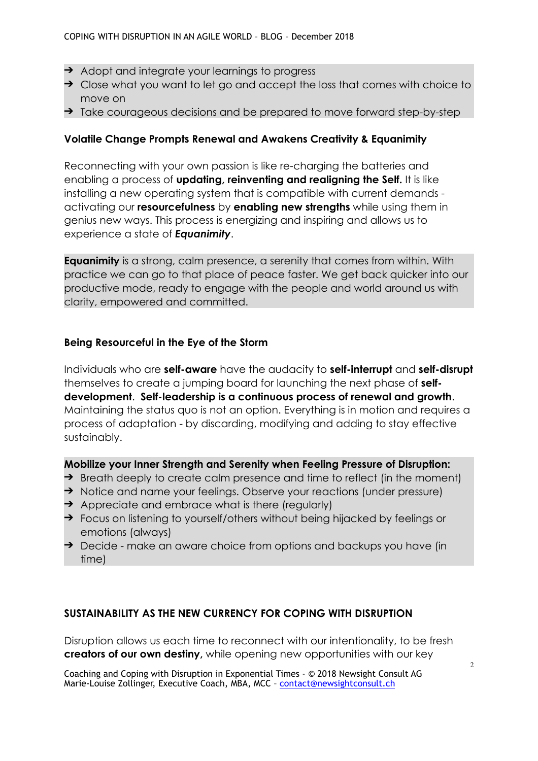- ➔ Adopt and integrate your learnings to progress
- ➔ Close what you want to let go and accept the loss that comes with choice to move on
- ➔ Take courageous decisions and be prepared to move forward step-by-step

**Volatile Change Prompts Renewal and Awakens Creativity & Equanimity**

Reconnecting with your own passion is like re-charging the batteries and enabling a process of **updating, reinventing and realigning the Self.** It is like installing a new operating system that is compatible with current demands - activating our **resourcefulness** by **enabling new strengths** while using them in genius new ways. This process is energizing and inspiring and allows us to experience a state of ***Equanimity***.

**Equanimity** is a strong, calm presence, a serenity that comes from within. With practice we can go to that place of peace faster. We get back quicker into our productive mode, ready to engage with the people and world around us with clarity, empowered and committed.

**Being Resourceful in the Eye of the Storm**

Individuals who are **self-aware** have the audacity to **self-interrupt** and **self-disrupt** themselves to create a jumping board for launching the next phase of **self-development**. **Self-leadership is a continuous process of renewal and growth**. Maintaining the status quo is not an option. Everything is in motion and requires a process of adaptation - by discarding, modifying and adding to stay effective sustainably.

**Mobilize your Inner Strength and Serenity when Feeling Pressure of Disruption:**

- ➔ Breath deeply to create calm presence and time to reflect (in the moment)
- ➔ Notice and name your feelings. Observe your reactions (under pressure)
- ➔ Appreciate and embrace what is there (regularly)
- ➔ Focus on listening to yourself/others without being hijacked by feelings or emotions (always)
- ➔ Decide - make an aware choice from options and backups you have (in time)

**SUSTAINABILITY AS THE NEW CURRENCY FOR COPING WITH DISRUPTION**

Disruption allows us each time to reconnect with our intentionality, to be fresh **creators of our own destiny,** while opening new opportunities with our key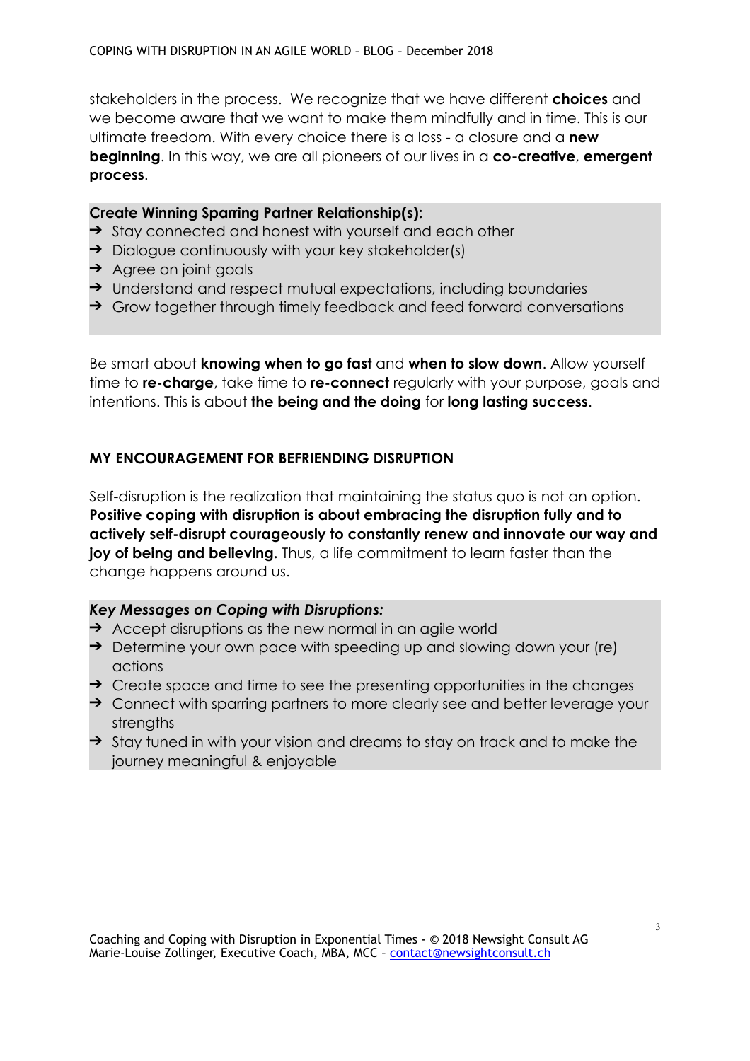stakeholders in the process. We recognize that we have different **choices** and we become aware that we want to make them mindfully and in time. This is our ultimate freedom. With every choice there is a loss - a closure and a **new beginning**. In this way, we are all pioneers of our lives in a **co-creative**, **emergent process**.

**Create Winning Sparring Partner Relationship(s):**

- ➔ Stay connected and honest with yourself and each other
- ➔ Dialogue continuously with your key stakeholder(s)
- ➔ Agree on joint goals
- ➔ Understand and respect mutual expectations, including boundaries
- ➔ Grow together through timely feedback and feed forward conversations

Be smart about **knowing when to go fast** and **when to slow down**. Allow yourself time to **re-charge**, take time to **re-connect** regularly with your purpose, goals and intentions. This is about **the being and the doing** for **long lasting success**.

## MY ENCOURAGEMENT FOR BEFRIENDING DISRUPTION

Self-disruption is the realization that maintaining the status quo is not an option. **Positive coping with disruption is about embracing the disruption fully and to actively self-disrupt courageously to constantly renew and innovate our way and joy of being and believing.** Thus, a life commitment to learn faster than the change happens around us.

***Key Messages on Coping with Disruptions:***

- ➔ Accept disruptions as the new normal in an agile world
- ➔ Determine your own pace with speeding up and slowing down your (re) actions
- ➔ Create space and time to see the presenting opportunities in the changes
- ➔ Connect with sparring partners to more clearly see and better leverage your strengths
- ➔ Stay tuned in with your vision and dreams to stay on track and to make the journey meaningful & enjoyable

Coaching and Coping with Disruption in Exponential Times - © 2018 Newsight Consult AG
Marie-Louise Zollinger, Executive Coach, MBA, MCC – contact@newsightconsult.ch